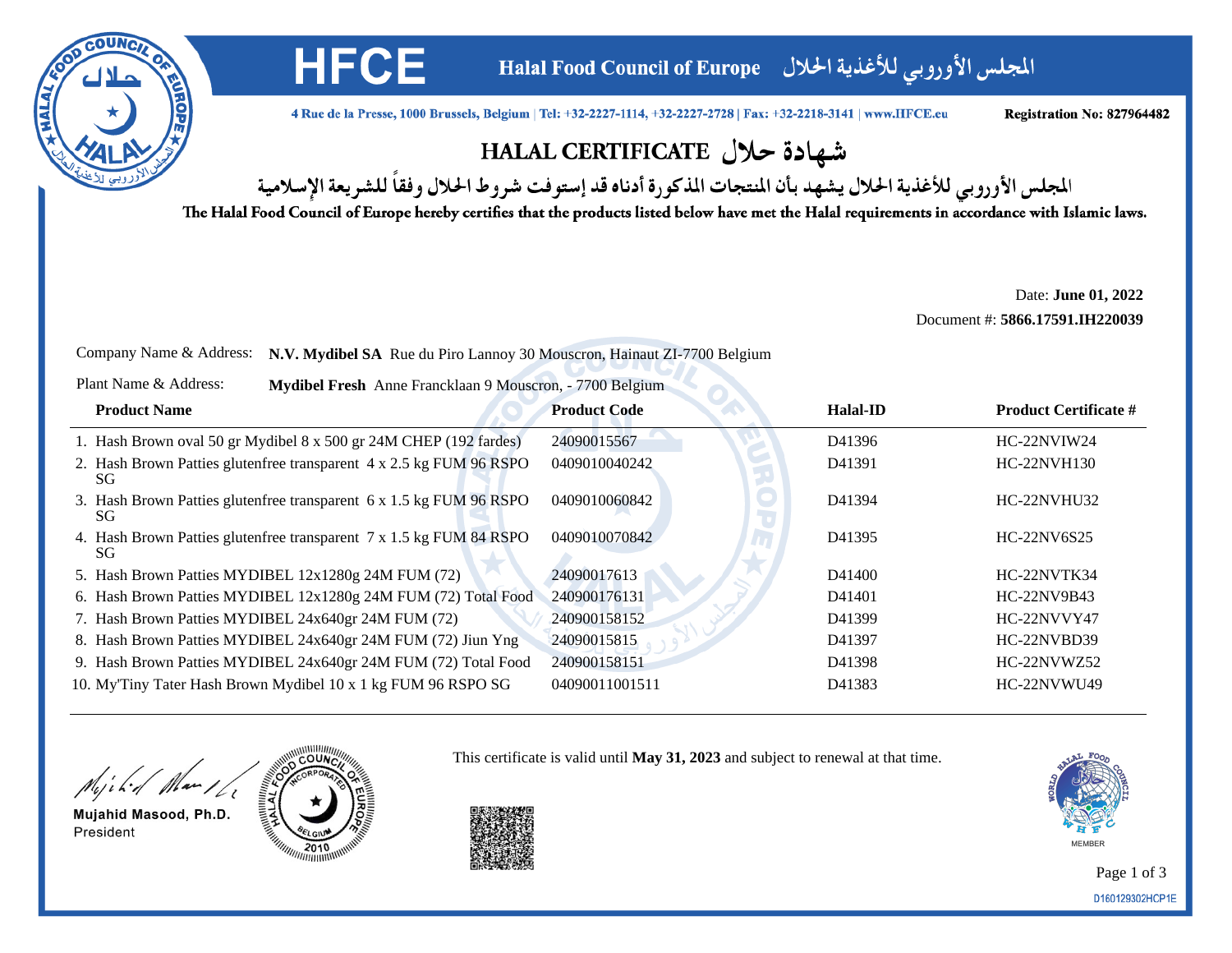# HFCE

**Halal Food Council of Europe** المجلس الأوروبي للأغذية الحلال

4 Rue de la Presse, 1000 Brussels, Belgium | Tel: +32-2227-1114, +32-2227-2728 | Fax: +32-2218-3141 | www.HFCE.eu

**Registration No: 827964482**

## HALAL CERTIFICATE شهادة حلال

المجلس الأوروبي للأغذية الحلال يشهد بأن المنتجات المذكورة أدناه قد إستوفت شروط الحلال وفقاً للشريعة الإسلامية

The Halal Food Council of Europe hereby certifies that the products listed below have met the Halal requirements in accordance with Islamic laws.

Date: **June 01, 2022**
Document #: **5866.17591.IH220039**

Company Name & Address: **N.V. Mydibel SA** Rue du Piro Lannoy 30 Mouscron, Hainaut ZI-7700 Belgium

Plant Name & Address: **Mydibel Fresh** Anne Francklaan 9 Mouscron, - 7700 Belgium

| Product Name | Product Code | Halal-ID | Product Certificate # |
|---|---|---|---|
| 1. Hash Brown oval 50 gr Mydibel 8 x 500 gr 24M CHEP (192 fardes) | 24090015567 | D41396 | HC-22NVIW24 |
| 2. Hash Brown Patties glutenfree transparent 4 x 2.5 kg FUM 96 RSPO SG | 0409010040242 | D41391 | HC-22NVH130 |
| 3. Hash Brown Patties glutenfree transparent 6 x 1.5 kg FUM 96 RSPO SG | 0409010060842 | D41394 | HC-22NVHU32 |
| 4. Hash Brown Patties glutenfree transparent 7 x 1.5 kg FUM 84 RSPO SG | 0409010070842 | D41395 | HC-22NV6S25 |
| 5. Hash Brown Patties MYDIBEL 12x1280g 24M FUM (72) | 24090017613 | D41400 | HC-22NVTK34 |
| 6. Hash Brown Patties MYDIBEL 12x1280g 24M FUM (72) Total Food | 240900176131 | D41401 | HC-22NV9B43 |
| 7. Hash Brown Patties MYDIBEL 24x640gr 24M FUM (72) | 240900158152 | D41399 | HC-22NVVY47 |
| 8. Hash Brown Patties MYDIBEL 24x640gr 24M FUM (72) Jiun Yng | 24090015815 | D41397 | HC-22NVBD39 |
| 9. Hash Brown Patties MYDIBEL 24x640gr 24M FUM (72) Total Food | 240900158151 | D41398 | HC-22NVWZ52 |
| 10. My'Tiny Tater Hash Brown Mydibel 10 x 1 kg FUM 96 RSPO SG | 04090011001511 | D41383 | HC-22NVWU49 |

Mujahid Masood, Ph.D.
President

This certificate is valid until **May 31, 2023** and subject to renewal at that time.

D160129302HCP1E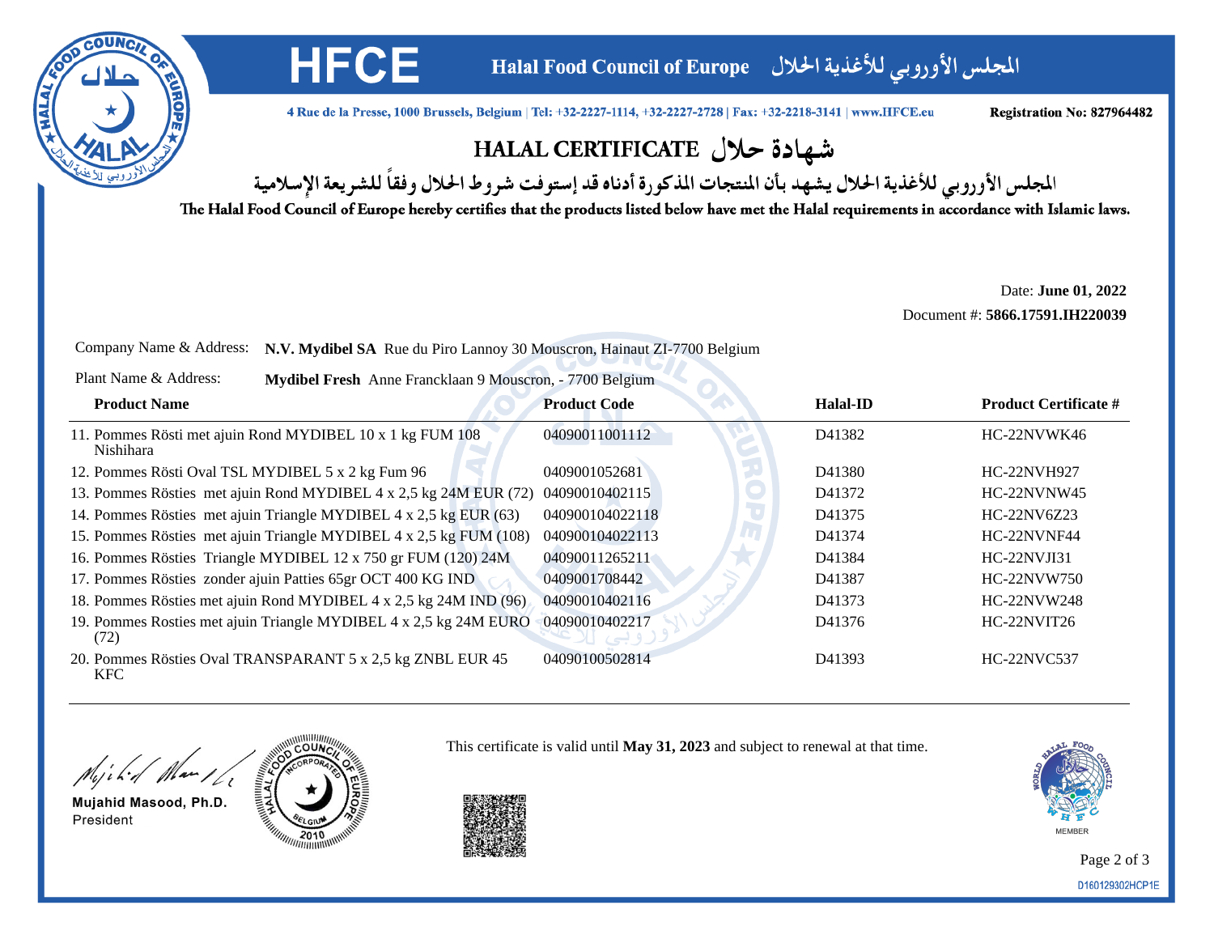# HFCE

**Halal Food Council of Europe** المجلس الأوروبي للأغذية الحلال

4 Rue de la Presse, 1000 Brussels, Belgium | Tel: +32-2227-1114, +32-2227-2728 | Fax: +32-2218-3141 | www.HFCE.eu

**Registration No: 827964482**

## HALAL CERTIFICATE شهادة حلال

المجلس الأوروبي للأغذية الحلال يشهد بأن المنتجات المذكورة أدناه قد إستوفت شروط الحلال وفقاً للشريعة الإسلامية

The Halal Food Council of Europe hereby certifies that the products listed below have met the Halal requirements in accordance with Islamic laws.

Date: **June 01, 2022**

Document #: **5866.17591.IH220039**

Company Name & Address: **N.V. Mydibel SA** Rue du Piro Lannoy 30 Mouscron, Hainaut ZI-7700 Belgium

Plant Name & Address: **Mydibel Fresh** Anne Francklaan 9 Mouscron, - 7700 Belgium

| Product Name | Product Code | Halal-ID | Product Certificate # |
|---|---|---|---|
| 11. Pommes Rösti met ajuin Rond MYDIBEL 10 x 1 kg FUM 108 Nishihara | 04090011001112 | D41382 | HC-22NVWK46 |
| 12. Pommes Rösti Oval TSL MYDIBEL 5 x 2 kg Fum 96 | 0409001052681 | D41380 | HC-22NVH927 |
| 13. Pommes Rösties met ajuin Rond MYDIBEL 4 x 2,5 kg 24M EUR (72) | 04090010402115 | D41372 | HC-22NVNW45 |
| 14. Pommes Rösties met ajuin Triangle MYDIBEL 4 x 2,5 kg EUR (63) | 040900104022118 | D41375 | HC-22NV6Z23 |
| 15. Pommes Rösties met ajuin Triangle MYDIBEL 4 x 2,5 kg FUM (108) | 040900104022113 | D41374 | HC-22NVNF44 |
| 16. Pommes Rösties Triangle MYDIBEL 12 x 750 gr FUM (120) 24M | 04090011265211 | D41384 | HC-22NVJI31 |
| 17. Pommes Rösties zonder ajuin Patties 65gr OCT 400 KG IND | 0409001708442 | D41387 | HC-22NVW750 |
| 18. Pommes Rösties met ajuin Rond MYDIBEL 4 x 2,5 kg 24M IND (96) | 04090010402116 | D41373 | HC-22NVW248 |
| 19. Pommes Rosties met ajuin Triangle MYDIBEL 4 x 2,5 kg 24M EURO (72) | 04090010402217 | D41376 | HC-22NVIT26 |
| 20. Pommes Rösties Oval TRANSPARANT 5 x 2,5 kg ZNBL EUR 45 KFC | 04090100502814 | D41393 | HC-22NVC537 |

This certificate is valid until **May 31, 2023** and subject to renewal at that time.

Mujahid Masood, Ph.D.
President

MEMBER

D160129302HCP1E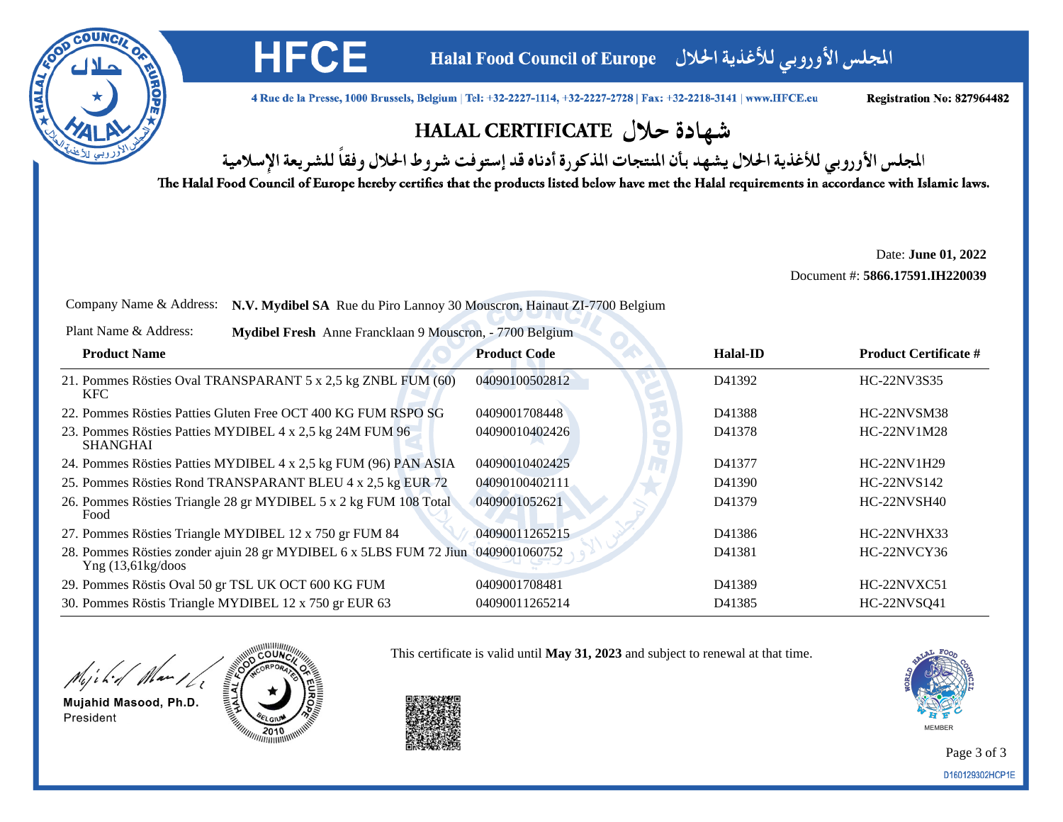# HFCE

**Halal Food Council of Europe** المجلس الأوروبي للأغذية الحلال

4 Rue de la Presse, 1000 Brussels, Belgium | Tel: +32-2227-1114, +32-2227-2728 | Fax: +32-2218-3141 | www.HFCE.eu

**Registration No: 827964482**

## HALAL CERTIFICATE شهادة حلال

المجلس الأوروبي للأغذية الحلال يشهد بأن المنتجات المذكورة أدناه قد إستوفت شروط الحلال وفقاً للشريعة الإسلامية

The Halal Food Council of Europe hereby certifies that the products listed below have met the Halal requirements in accordance with Islamic laws.

Date: **June 01, 2022**

Document #: **5866.17591.IH220039**

Company Name & Address: **N.V. Mydibel SA** Rue du Piro Lannoy 30 Mouscron, Hainaut ZI-7700 Belgium

Plant Name & Address: **Mydibel Fresh** Anne Francklaan 9 Mouscron, - 7700 Belgium

| Product Name | Product Code | Halal-ID | Product Certificate # |
|---|---|---|---|
| 21. Pommes Rösties Oval TRANSPARANT 5 x 2,5 kg ZNBL FUM (60) KFC | 04090100502812 | D41392 | HC-22NV3S35 |
| 22. Pommes Rösties Patties Gluten Free OCT 400 KG FUM RSPO SG | 0409001708448 | D41388 | HC-22NVSM38 |
| 23. Pommes Rösties Patties MYDIBEL 4 x 2,5 kg 24M FUM 96 SHANGHAI | 04090010402426 | D41378 | HC-22NV1M28 |
| 24. Pommes Rösties Patties MYDIBEL 4 x 2,5 kg FUM (96) PAN ASIA | 04090010402425 | D41377 | HC-22NV1H29 |
| 25. Pommes Rösties Rond TRANSPARANT BLEU 4 x 2,5 kg EUR 72 | 04090100402111 | D41390 | HC-22NVS142 |
| 26. Pommes Rösties Triangle 28 gr MYDIBEL 5 x 2 kg FUM 108 Total Food | 0409001052621 | D41379 | HC-22NVSH40 |
| 27. Pommes Rösties Triangle MYDIBEL 12 x 750 gr FUM 84 | 04090011265215 | D41386 | HC-22NVHX33 |
| 28. Pommes Rösties zonder ajuin 28 gr MYDIBEL 6 x 5LBS FUM 72 Jiun Yng (13,61kg/doos | 0409001060752 | D41381 | HC-22NVCY36 |
| 29. Pommes Röstis Oval 50 gr TSL UK OCT 600 KG FUM | 0409001708481 | D41389 | HC-22NVXC51 |
| 30. Pommes Röstis Triangle MYDIBEL 12 x 750 gr EUR 63 | 04090011265214 | D41385 | HC-22NVSQ41 |

Mujahid Masood, Ph.D.
President

This certificate is valid until **May 31, 2023** and subject to renewal at that time.

MEMBER

D160129302HCP1E